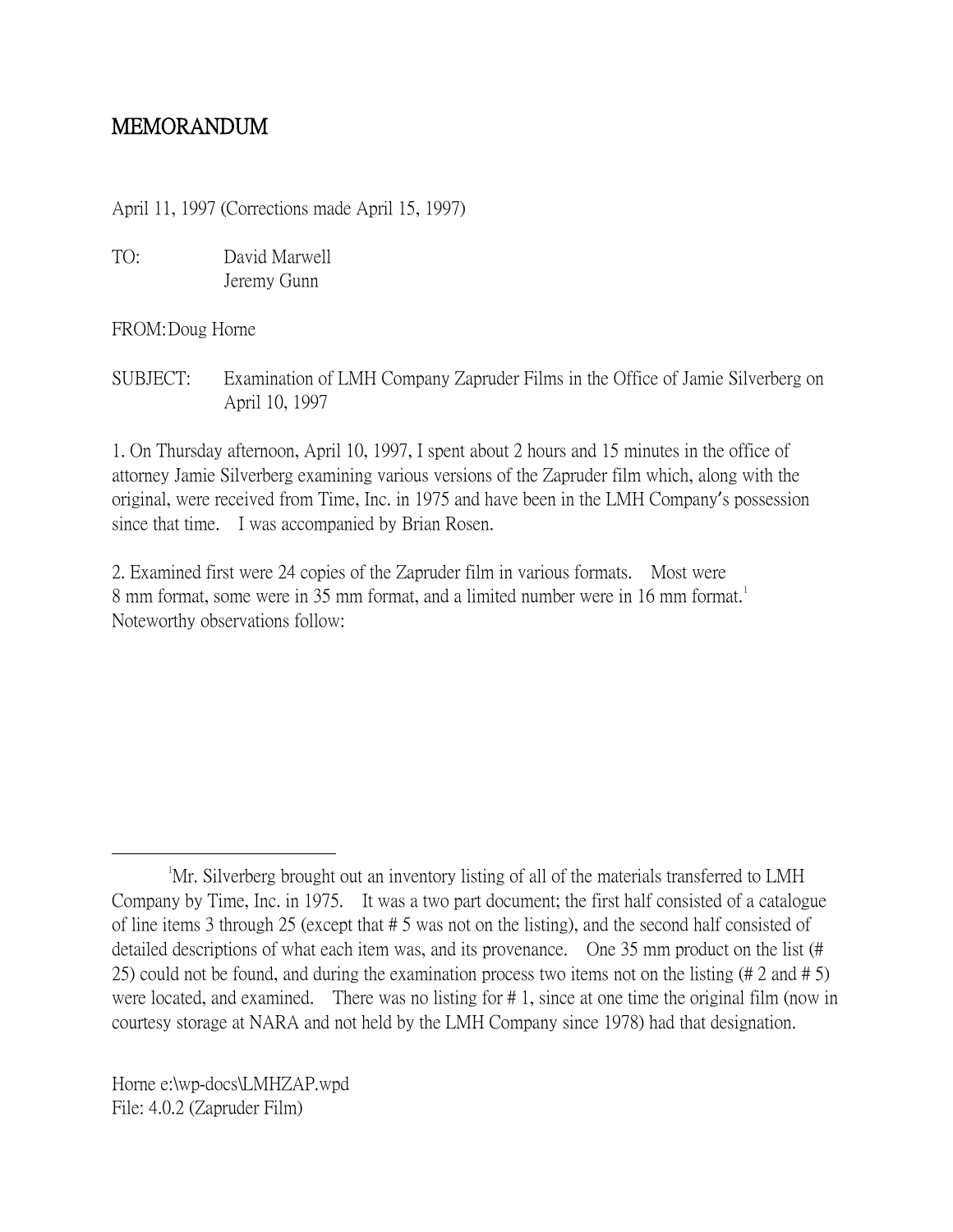# MEMORANDUM

April 11, 1997 (Corrections made April 15, 1997)

TO: David Marwell
Jeremy Gunn

FROM: Doug Horne

SUBJECT: Examination of LMH Company Zapruder Films in the Office of Jamie Silverberg on April 10, 1997

1. On Thursday afternoon, April 10, 1997, I spent about 2 hours and 15 minutes in the office of attorney Jamie Silverberg examining various versions of the Zapruder film which, along with the original, were received from Time, Inc. in 1975 and have been in the LMH Company's possession since that time. I was accompanied by Brian Rosen.

2. Examined first were 24 copies of the Zapruder film in various formats. Most were 8 mm format, some were in 35 mm format, and a limited number were in 16 mm format.[1] Noteworthy observations follow:

---

[1] Mr. Silverberg brought out an inventory listing of all of the materials transferred to LMH Company by Time, Inc. in 1975. It was a two part document; the first half consisted of a catalogue of line items 3 through 25 (except that # 5 was not on the listing), and the second half consisted of detailed descriptions of what each item was, and its provenance. One 35 mm product on the list (# 25) could not be found, and during the examination process two items not on the listing (# 2 and # 5) were located, and examined. There was no listing for # 1, since at one time the original film (now in courtesy storage at NARA and not held by the LMH Company since 1978) had that designation.

Horne e:\wp-docs\LMHZAP.wpd
File: 4.0.2 (Zapruder Film)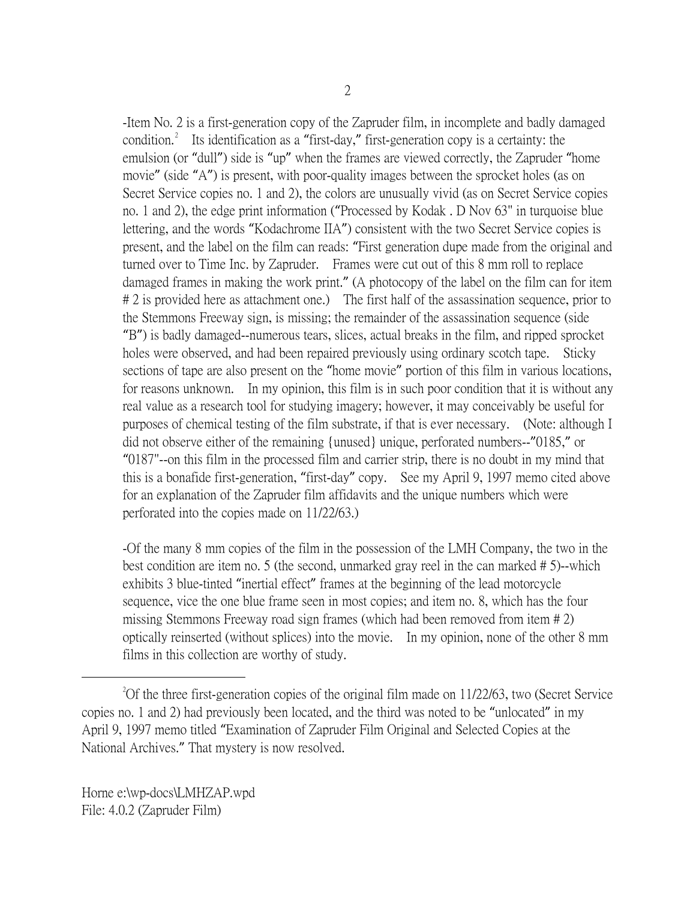-Item No. 2 is a first-generation copy of the Zapruder film, in incomplete and badly damaged condition.[2] Its identification as a "first-day," first-generation copy is a certainty: the emulsion (or "dull") side is "up" when the frames are viewed correctly, the Zapruder "home movie" (side "A") is present, with poor-quality images between the sprocket holes (as on Secret Service copies no. 1 and 2), the colors are unusually vivid (as on Secret Service copies no. 1 and 2), the edge print information ("Processed by Kodak . D Nov 63" in turquoise blue lettering, and the words "Kodachrome IIA") consistent with the two Secret Service copies is present, and the label on the film can reads: "First generation dupe made from the original and turned over to Time Inc. by Zapruder. Frames were cut out of this 8 mm roll to replace damaged frames in making the work print." (A photocopy of the label on the film can for item # 2 is provided here as attachment one.) The first half of the assassination sequence, prior to the Stemmons Freeway sign, is missing; the remainder of the assassination sequence (side "B") is badly damaged--numerous tears, slices, actual breaks in the film, and ripped sprocket holes were observed, and had been repaired previously using ordinary scotch tape. Sticky sections of tape are also present on the "home movie" portion of this film in various locations, for reasons unknown. In my opinion, this film is in such poor condition that it is without any real value as a research tool for studying imagery; however, it may conceivably be useful for purposes of chemical testing of the film substrate, if that is ever necessary. (Note: although I did not observe either of the remaining {unused} unique, perforated numbers--"0185," or "0187"--on this film in the processed film and carrier strip, there is no doubt in my mind that this is a bonafide first-generation, "first-day" copy. See my April 9, 1997 memo cited above for an explanation of the Zapruder film affidavits and the unique numbers which were perforated into the copies made on 11/22/63.)

-Of the many 8 mm copies of the film in the possession of the LMH Company, the two in the best condition are item no. 5 (the second, unmarked gray reel in the can marked # 5)--which exhibits 3 blue-tinted "inertial effect" frames at the beginning of the lead motorcycle sequence, vice the one blue frame seen in most copies; and item no. 8, which has the four missing Stemmons Freeway road sign frames (which had been removed from item # 2) optically reinserted (without splices) into the movie. In my opinion, none of the other 8 mm films in this collection are worthy of study.

[2] Of the three first-generation copies of the original film made on 11/22/63, two (Secret Service copies no. 1 and 2) had previously been located, and the third was noted to be "unlocated" in my April 9, 1997 memo titled "Examination of Zapruder Film Original and Selected Copies at the National Archives." That mystery is now resolved.

Horne e:\wp-docs\LMHZAP.wpd
File: 4.0.2 (Zapruder Film)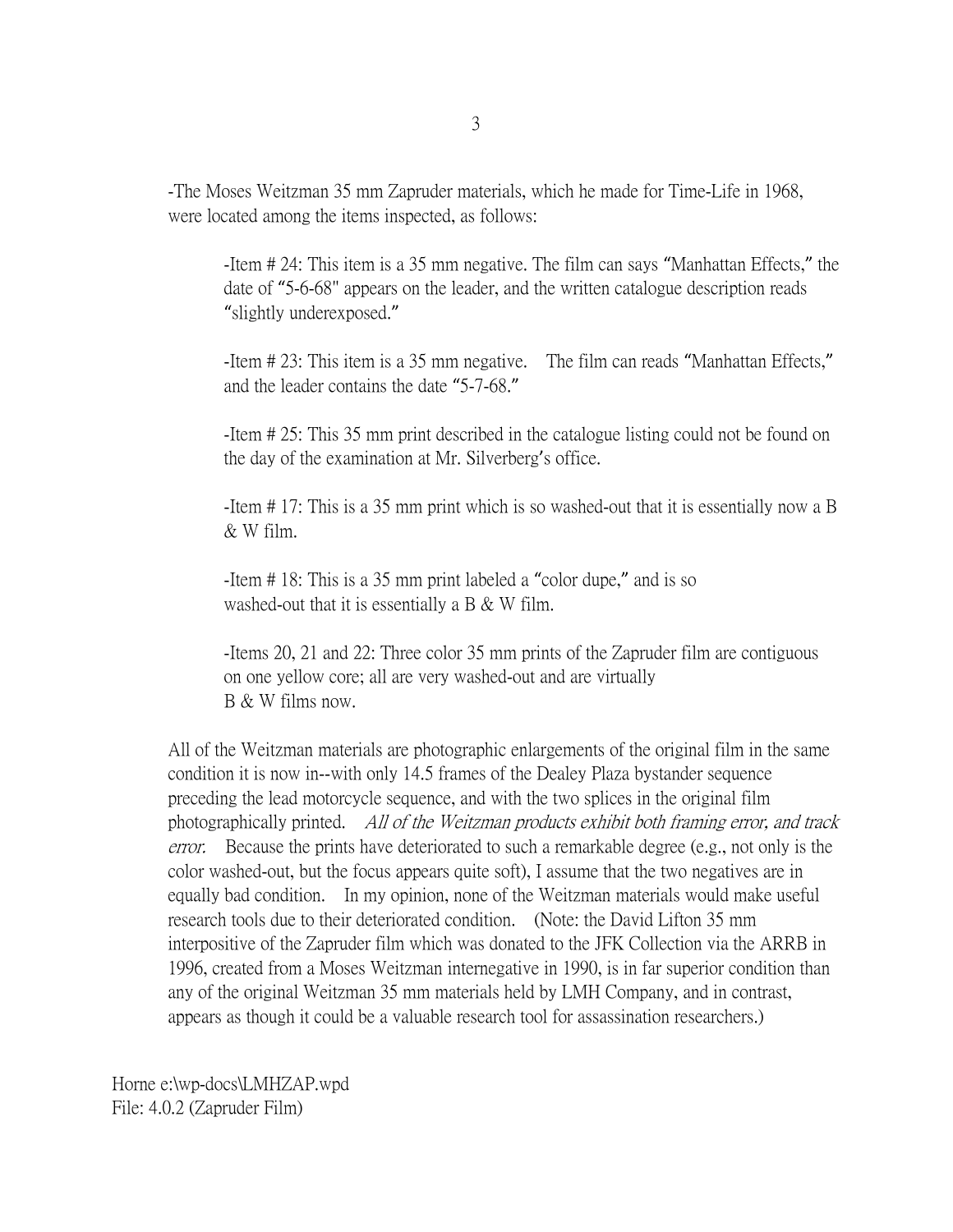-The Moses Weitzman 35 mm Zapruder materials, which he made for Time-Life in 1968, were located among the items inspected, as follows:

-Item # 24: This item is a 35 mm negative. The film can says "Manhattan Effects," the date of "5-6-68" appears on the leader, and the written catalogue description reads "slightly underexposed."

-Item # 23: This item is a 35 mm negative. The film can reads "Manhattan Effects," and the leader contains the date "5-7-68."

-Item # 25: This 35 mm print described in the catalogue listing could not be found on the day of the examination at Mr. Silverberg's office.

-Item # 17: This is a 35 mm print which is so washed-out that it is essentially now a B & W film.

-Item # 18: This is a 35 mm print labeled a "color dupe," and is so washed-out that it is essentially a B & W film.

-Items 20, 21 and 22: Three color 35 mm prints of the Zapruder film are contiguous on one yellow core; all are very washed-out and are virtually B & W films now.

All of the Weitzman materials are photographic enlargements of the original film in the same condition it is now in--with only 14.5 frames of the Dealey Plaza bystander sequence preceding the lead motorcycle sequence, and with the two splices in the original film photographically printed. *All of the Weitzman products exhibit both framing error, and track error.* Because the prints have deteriorated to such a remarkable degree (e.g., not only is the color washed-out, but the focus appears quite soft), I assume that the two negatives are in equally bad condition. In my opinion, none of the Weitzman materials would make useful research tools due to their deteriorated condition. (Note: the David Lifton 35 mm interpositive of the Zapruder film which was donated to the JFK Collection via the ARRB in 1996, created from a Moses Weitzman internegative in 1990, is in far superior condition than any of the original Weitzman 35 mm materials held by LMH Company, and in contrast, appears as though it could be a valuable research tool for assassination researchers.)

Horne e:\wp-docs\LMHZAP.wpd
File: 4.0.2 (Zapruder Film)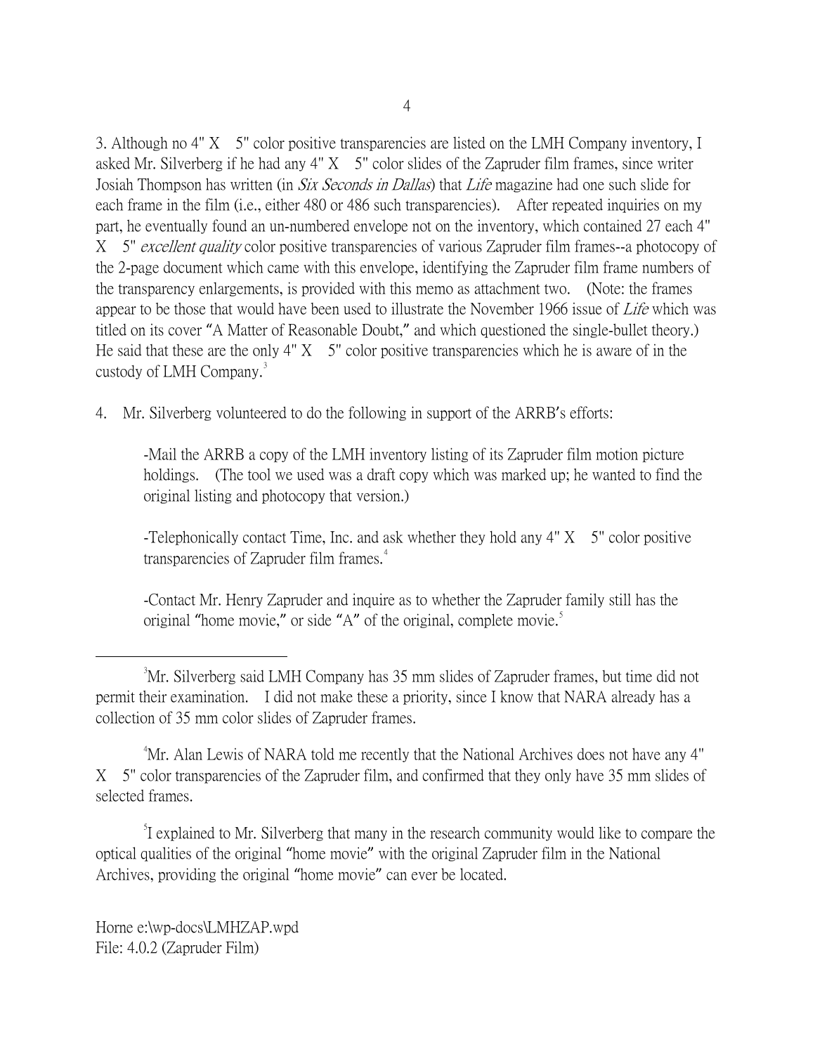3. Although no 4" X 5" color positive transparencies are listed on the LMH Company inventory, I asked Mr. Silverberg if he had any 4" X 5" color slides of the Zapruder film frames, since writer Josiah Thompson has written (in *Six Seconds in Dallas*) that *Life* magazine had one such slide for each frame in the film (i.e., either 480 or 486 such transparencies). After repeated inquiries on my part, he eventually found an un-numbered envelope not on the inventory, which contained 27 each 4" X 5" *excellent quality* color positive transparencies of various Zapruder film frames--a photocopy of the 2-page document which came with this envelope, identifying the Zapruder film frame numbers of the transparency enlargements, is provided with this memo as attachment two. (Note: the frames appear to be those that would have been used to illustrate the November 1966 issue of *Life* which was titled on its cover "A Matter of Reasonable Doubt," and which questioned the single-bullet theory.) He said that these are the only 4" X 5" color positive transparencies which he is aware of in the custody of LMH Company.[3]

4. Mr. Silverberg volunteered to do the following in support of the ARRB's efforts:

> -Mail the ARRB a copy of the LMH inventory listing of its Zapruder film motion picture holdings. (The tool we used was a draft copy which was marked up; he wanted to find the original listing and photocopy that version.)
>
> -Telephonically contact Time, Inc. and ask whether they hold any 4" X 5" color positive transparencies of Zapruder film frames.[4]
>
> -Contact Mr. Henry Zapruder and inquire as to whether the Zapruder family still has the original "home movie," or side "A" of the original, complete movie.[5]

---

[3] Mr. Silverberg said LMH Company has 35 mm slides of Zapruder frames, but time did not permit their examination. I did not make these a priority, since I know that NARA already has a collection of 35 mm color slides of Zapruder frames.

[4] Mr. Alan Lewis of NARA told me recently that the National Archives does not have any 4" X 5" color transparencies of the Zapruder film, and confirmed that they only have 35 mm slides of selected frames.

[5] I explained to Mr. Silverberg that many in the research community would like to compare the optical qualities of the original "home movie" with the original Zapruder film in the National Archives, providing the original "home movie" can ever be located.

Horne e:\wp-docs\LMHZAP.wpd
File: 4.0.2 (Zapruder Film)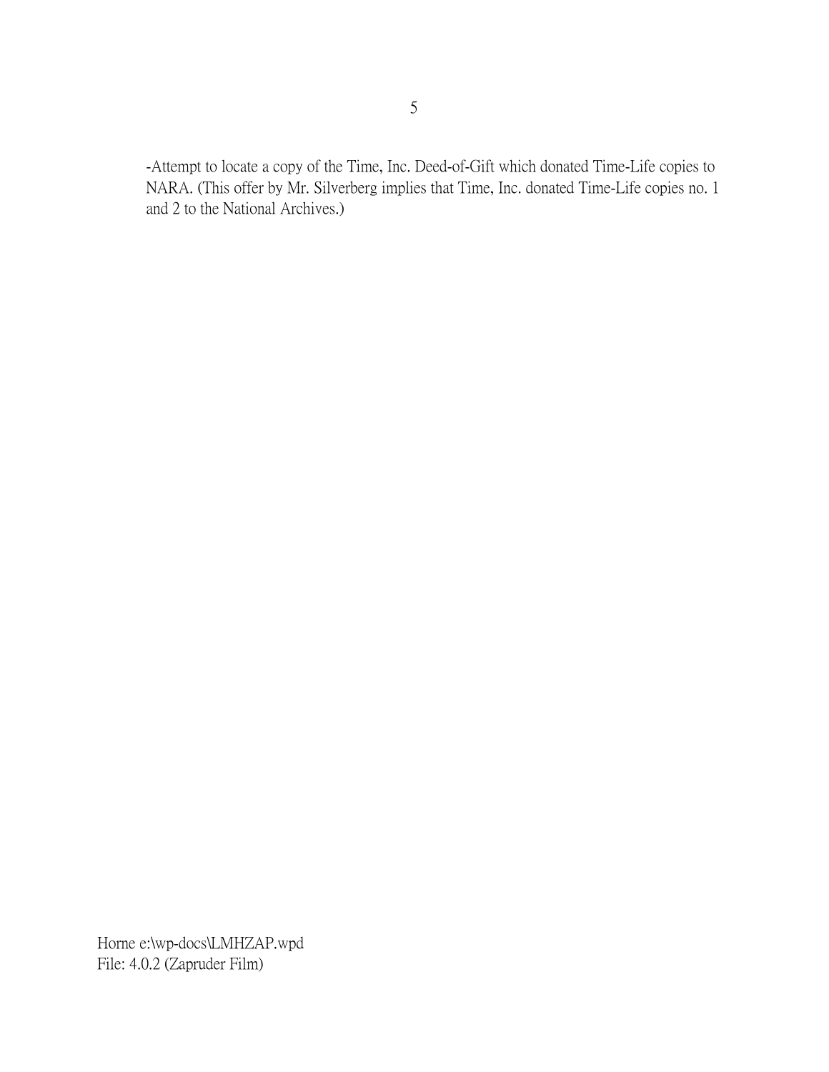-Attempt to locate a copy of the Time, Inc. Deed-of-Gift which donated Time-Life copies to NARA. (This offer by Mr. Silverberg implies that Time, Inc. donated Time-Life copies no. 1 and 2 to the National Archives.)

Horne e:\wp-docs\LMHZAP.wpd
File: 4.0.2 (Zapruder Film)